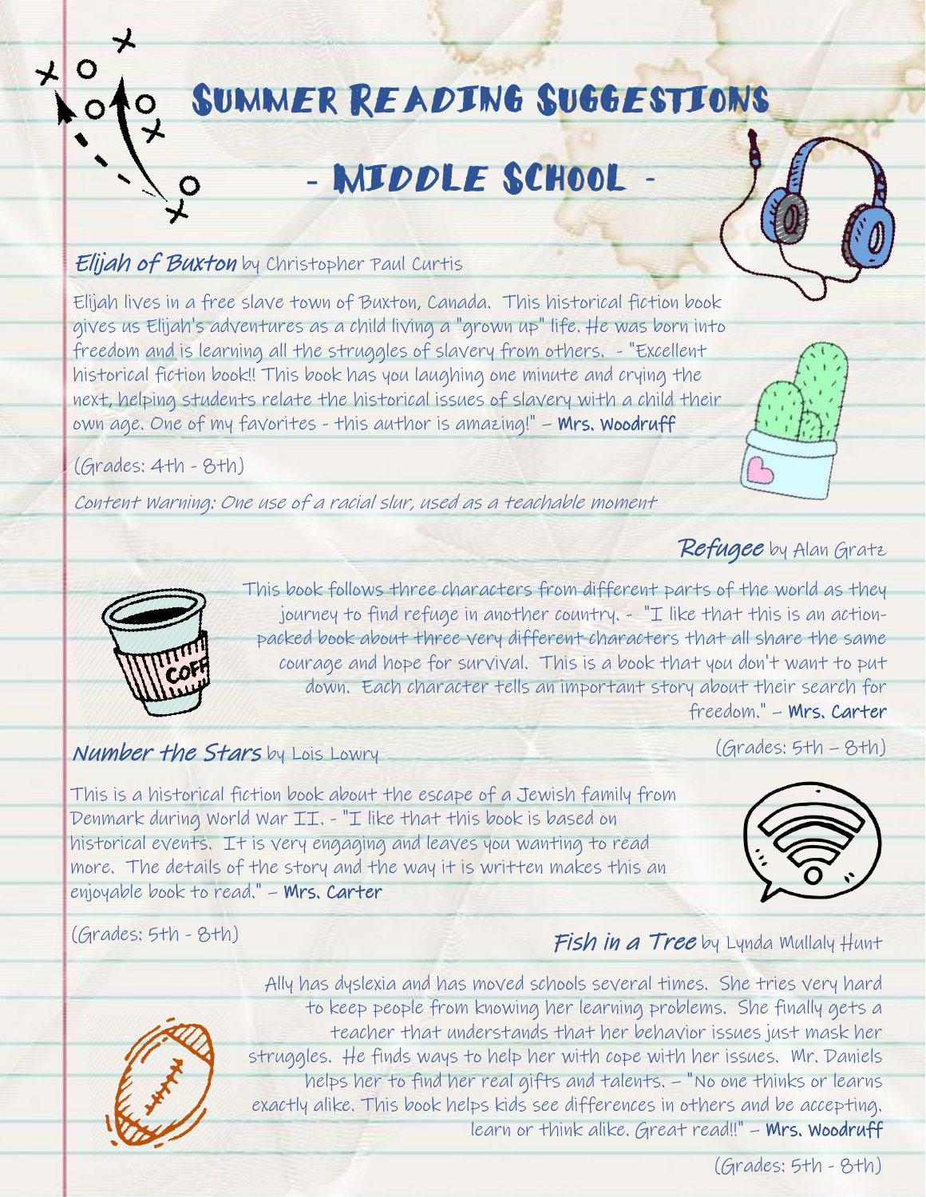# Summer Reading Suggestions

## - Middle School -

### *Elijah of Buxton* by Christopher Paul Curtis

Elijah lives in a free slave town of Buxton, Canada. This historical fiction book gives us Elijah's adventures as a child living a "grown up" life. He was born into freedom and is learning all the struggles of slavery from others. - "Excellent historical fiction book!! This book has you laughing one minute and crying the next, helping students relate the historical issues of slavery with a child their own age. One of my favorites - this author is amazing!" – **Mrs. Woodruff**

(Grades: 4th - 8th)

*Content Warning: One use of a racial slur, used as a teachable moment*

### *Refugee* by Alan Gratz

This book follows three characters from different parts of the world as they journey to find refuge in another country. - "I like that this is an action-packed book about three very different characters that all share the same courage and hope for survival. This is a book that you don't want to put down. Each character tells an important story about their search for freedom." – **Mrs. Carter**

(Grades: 5th – 8th)

### *Number the Stars* by Lois Lowry

This is a historical fiction book about the escape of a Jewish family from Denmark during World War II. - "I like that this book is based on historical events. It is very engaging and leaves you wanting to read more. The details of the story and the way it is written makes this an enjoyable book to read." – **Mrs. Carter**

(Grades: 5th - 8th)

### *Fish in a Tree* by Lynda Mullaly Hunt

Ally has dyslexia and has moved schools several times. She tries very hard to keep people from knowing her learning problems. She finally gets a teacher that understands that her behavior issues just mask her struggles. He finds ways to help her with cope with her issues. Mr. Daniels helps her to find her real gifts and talents. – "No one thinks or learns exactly alike. This book helps kids see differences in others and be accepting. learn or think alike. Great read!!" – **Mrs. Woodruff**

(Grades: 5th - 8th)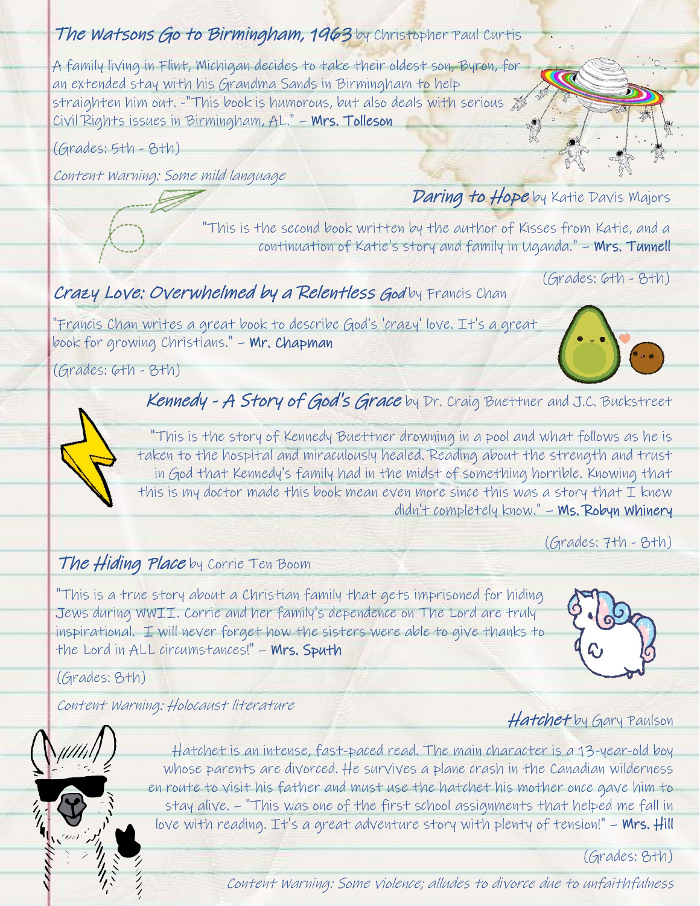## *The Watsons Go to Birmingham, 1963* by Christopher Paul Curtis

A family living in Flint, Michigan decides to take their oldest son, Byron, for an extended stay with his Grandma Sands in Birmingham to help straighten him out. -"This book is humorous, but also deals with serious Civil Rights issues in Birmingham, AL." – **Mrs. Tolleson**

(Grades: 5th - 8th)

*Content Warning: Some mild language*

## *Daring to Hope* by Katie Davis Majors

"This is the second book written by the author of Kisses from Katie, and a continuation of Katie's story and family in Uganda." – **Mrs. Tunnell**

(Grades: 6th - 8th)

## *Crazy Love: Overwhelmed by a Relentless God* by Francis Chan

"Francis Chan writes a great book to describe God's 'crazy' love. It's a great book for growing Christians." – **Mr. Chapman**

(Grades: 6th - 8th)

## *Kennedy - A Story of God's Grace* by Dr. Craig Buettner and J.C. Buckstreet

"This is the story of Kennedy Buettner drowning in a pool and what follows as he is taken to the hospital and miraculously healed. Reading about the strength and trust in God that Kennedy's family had in the midst of something horrible. Knowing that this is my doctor made this book mean even more since this was a story that I knew didn't completely know." – **Ms. Robyn Whinery**

(Grades: 7th - 8th)

## *The Hiding Place* by Corrie Ten Boom

"This is a true story about a Christian family that gets imprisoned for hiding Jews during WWII. Corrie and her family's dependence on The Lord are truly inspirational. I will never forget how the sisters were able to give thanks to the Lord in ALL circumstances!" – **Mrs. Sputh**

(Grades: 8th)

*Content Warning: Holocaust literature*

## *Hatchet* by Gary Paulson

Hatchet is an intense, fast-paced read. The main character is a 13-year-old boy whose parents are divorced. He survives a plane crash in the Canadian wilderness en route to visit his father and must use the hatchet his mother once gave him to stay alive. – "This was one of the first school assignments that helped me fall in love with reading. It's a great adventure story with plenty of tension!" – **Mrs. Hill**

(Grades: 8th)

*Content Warning: Some violence; alludes to divorce due to unfaithfulness*